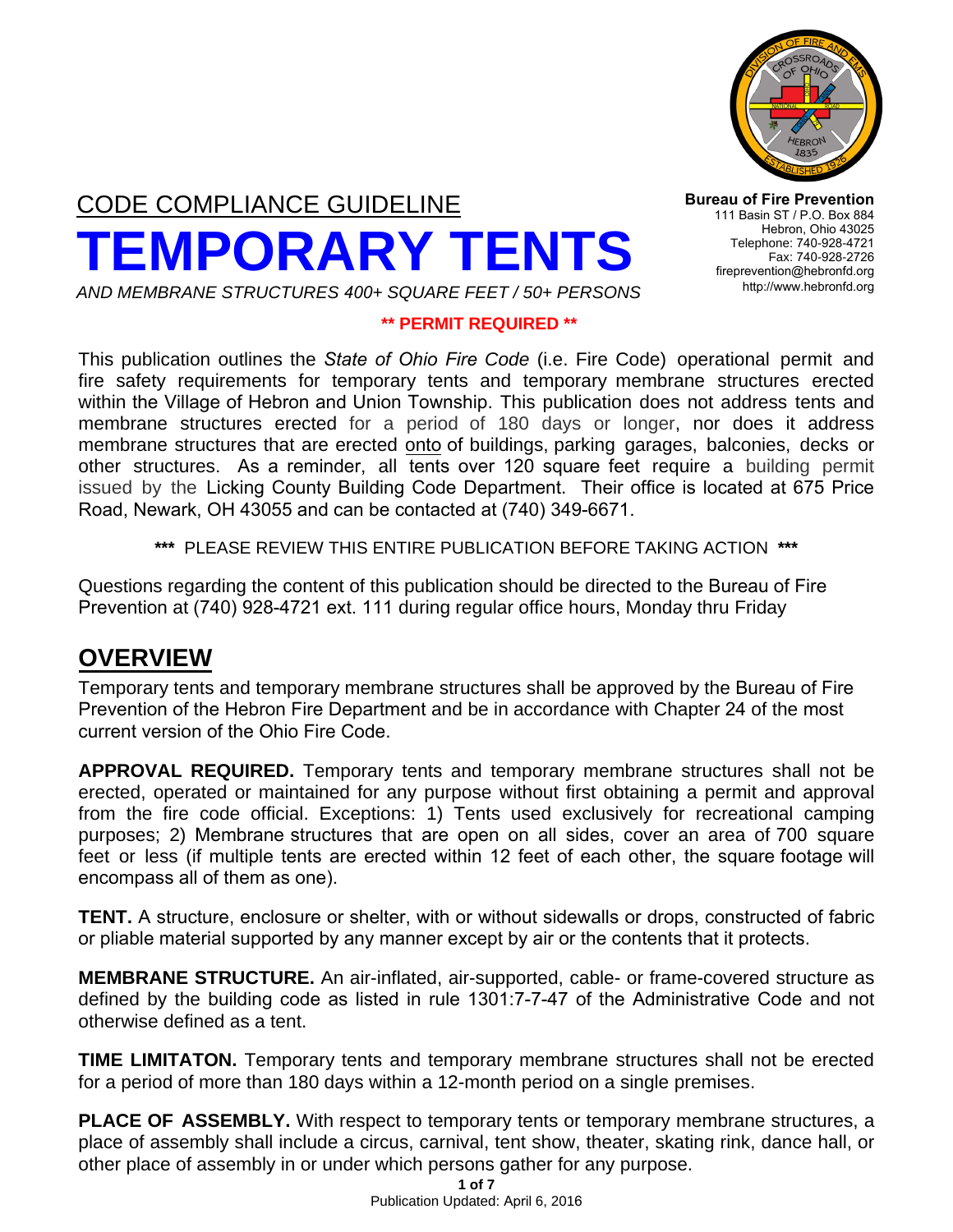**Bureau of Fire Prevention**
111 Basin ST / P.O. Box 884
Hebron, Ohio 43025
Telephone: 740-928-4721
Fax: 740-928-2726
fireprevention@hebronfd.org
http://www.hebronfd.org

CODE COMPLIANCE GUIDELINE

# TEMPORARY TENTS

*AND MEMBRANE STRUCTURES 400+ SQUARE FEET / 50+ PERSONS*

**\*\* PERMIT REQUIRED \*\***

This publication outlines the *State of Ohio Fire Code* (i.e. Fire Code) operational permit and fire safety requirements for temporary tents and temporary membrane structures erected within the Village of Hebron and Union Township. This publication does not address tents and membrane structures erected for a period of 180 days or longer, nor does it address membrane structures that are erected onto of buildings, parking garages, balconies, decks or other structures. As a reminder, all tents over 120 square feet require a building permit issued by the Licking County Building Code Department. Their office is located at 675 Price Road, Newark, OH 43055 and can be contacted at (740) 349-6671.

**\*\*\*** PLEASE REVIEW THIS ENTIRE PUBLICATION BEFORE TAKING ACTION **\*\*\***

Questions regarding the content of this publication should be directed to the Bureau of Fire Prevention at (740) 928-4721 ext. 111 during regular office hours, Monday thru Friday

## OVERVIEW

Temporary tents and temporary membrane structures shall be approved by the Bureau of Fire Prevention of the Hebron Fire Department and be in accordance with Chapter 24 of the most current version of the Ohio Fire Code.

**APPROVAL REQUIRED.** Temporary tents and temporary membrane structures shall not be erected, operated or maintained for any purpose without first obtaining a permit and approval from the fire code official. Exceptions: 1) Tents used exclusively for recreational camping purposes; 2) Membrane structures that are open on all sides, cover an area of 700 square feet or less (if multiple tents are erected within 12 feet of each other, the square footage will encompass all of them as one).

**TENT.** A structure, enclosure or shelter, with or without sidewalls or drops, constructed of fabric or pliable material supported by any manner except by air or the contents that it protects.

**MEMBRANE STRUCTURE.** An air-inflated, air-supported, cable- or frame-covered structure as defined by the building code as listed in rule 1301:7-7-47 of the Administrative Code and not otherwise defined as a tent.

**TIME LIMITATON.** Temporary tents and temporary membrane structures shall not be erected for a period of more than 180 days within a 12-month period on a single premises.

**PLACE OF ASSEMBLY.** With respect to temporary tents or temporary membrane structures, a place of assembly shall include a circus, carnival, tent show, theater, skating rink, dance hall, or other place of assembly in or under which persons gather for any purpose.

Publication Updated: April 6, 2016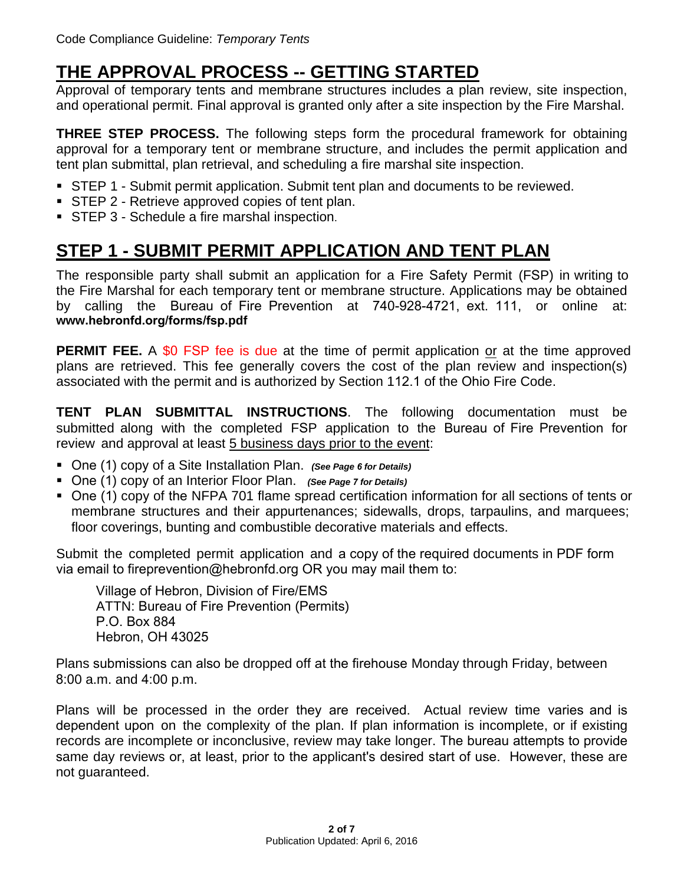## THE APPROVAL PROCESS -- GETTING STARTED

Approval of temporary tents and membrane structures includes a plan review, site inspection, and operational permit. Final approval is granted only after a site inspection by the Fire Marshal.

**THREE STEP PROCESS.** The following steps form the procedural framework for obtaining approval for a temporary tent or membrane structure, and includes the permit application and tent plan submittal, plan retrieval, and scheduling a fire marshal site inspection.

- STEP 1 - Submit permit application. Submit tent plan and documents to be reviewed.
- STEP 2 - Retrieve approved copies of tent plan.
- STEP 3 - Schedule a fire marshal inspection.

## STEP 1 - SUBMIT PERMIT APPLICATION AND TENT PLAN

The responsible party shall submit an application for a Fire Safety Permit (FSP) in writing to the Fire Marshal for each temporary tent or membrane structure. Applications may be obtained by calling the Bureau of Fire Prevention at 740-928-4721, ext. 111, or online at: **www.hebronfd.org/forms/fsp.pdf**

**PERMIT FEE.** A $0 FSP fee is due at the time of permit application or at the time approved plans are retrieved. This fee generally covers the cost of the plan review and inspection(s) associated with the permit and is authorized by Section 112.1 of the Ohio Fire Code.

**TENT PLAN SUBMITTAL INSTRUCTIONS**. The following documentation must be submitted along with the completed FSP application to the Bureau of Fire Prevention for review and approval at least 5 business days prior to the event:

- One (1) copy of a Site Installation Plan. ***(See Page 6 for Details)***
- One (1) copy of an Interior Floor Plan. ***(See Page 7 for Details)***
- One (1) copy of the NFPA 701 flame spread certification information for all sections of tents or membrane structures and their appurtenances; sidewalls, drops, tarpaulins, and marquees; floor coverings, bunting and combustible decorative materials and effects.

Submit the completed permit application and a copy of the required documents in PDF form via email to fireprevention@hebronfd.org OR you may mail them to:

Village of Hebron, Division of Fire/EMS
ATTN: Bureau of Fire Prevention (Permits)
P.O. Box 884
Hebron, OH 43025

Plans submissions can also be dropped off at the firehouse Monday through Friday, between 8:00 a.m. and 4:00 p.m.

Plans will be processed in the order they are received. Actual review time varies and is dependent upon on the complexity of the plan. If plan information is incomplete, or if existing records are incomplete or inconclusive, review may take longer. The bureau attempts to provide same day reviews or, at least, prior to the applicant's desired start of use. However, these are not guaranteed.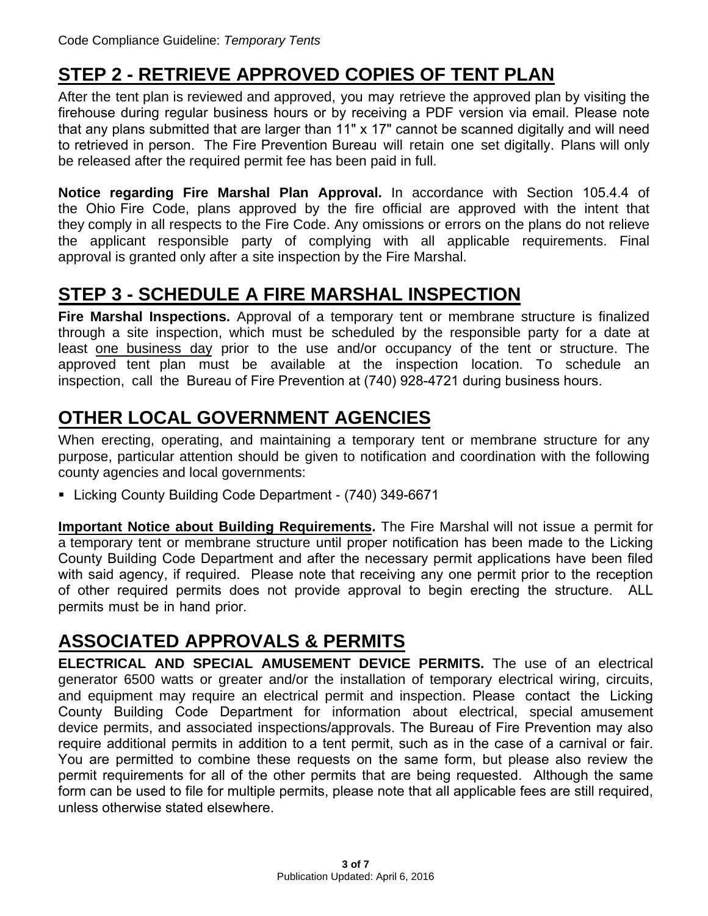## STEP 2 - RETRIEVE APPROVED COPIES OF TENT PLAN

After the tent plan is reviewed and approved, you may retrieve the approved plan by visiting the firehouse during regular business hours or by receiving a PDF version via email. Please note that any plans submitted that are larger than 11" x 17" cannot be scanned digitally and will need to retrieved in person. The Fire Prevention Bureau will retain one set digitally. Plans will only be released after the required permit fee has been paid in full.

**Notice regarding Fire Marshal Plan Approval.** In accordance with Section 105.4.4 of the Ohio Fire Code, plans approved by the fire official are approved with the intent that they comply in all respects to the Fire Code. Any omissions or errors on the plans do not relieve the applicant responsible party of complying with all applicable requirements. Final approval is granted only after a site inspection by the Fire Marshal.

## STEP 3 - SCHEDULE A FIRE MARSHAL INSPECTION

**Fire Marshal Inspections.** Approval of a temporary tent or membrane structure is finalized through a site inspection, which must be scheduled by the responsible party for a date at least one business day prior to the use and/or occupancy of the tent or structure. The approved tent plan must be available at the inspection location. To schedule an inspection, call the Bureau of Fire Prevention at (740) 928-4721 during business hours.

## OTHER LOCAL GOVERNMENT AGENCIES

When erecting, operating, and maintaining a temporary tent or membrane structure for any purpose, particular attention should be given to notification and coordination with the following county agencies and local governments:

- Licking County Building Code Department - (740) 349-6671

**Important Notice about Building Requirements.** The Fire Marshal will not issue a permit for a temporary tent or membrane structure until proper notification has been made to the Licking County Building Code Department and after the necessary permit applications have been filed with said agency, if required. Please note that receiving any one permit prior to the reception of other required permits does not provide approval to begin erecting the structure. ALL permits must be in hand prior.

## ASSOCIATED APPROVALS & PERMITS

**ELECTRICAL AND SPECIAL AMUSEMENT DEVICE PERMITS.** The use of an electrical generator 6500 watts or greater and/or the installation of temporary electrical wiring, circuits, and equipment may require an electrical permit and inspection. Please contact the Licking County Building Code Department for information about electrical, special amusement device permits, and associated inspections/approvals. The Bureau of Fire Prevention may also require additional permits in addition to a tent permit, such as in the case of a carnival or fair. You are permitted to combine these requests on the same form, but please also review the permit requirements for all of the other permits that are being requested. Although the same form can be used to file for multiple permits, please note that all applicable fees are still required, unless otherwise stated elsewhere.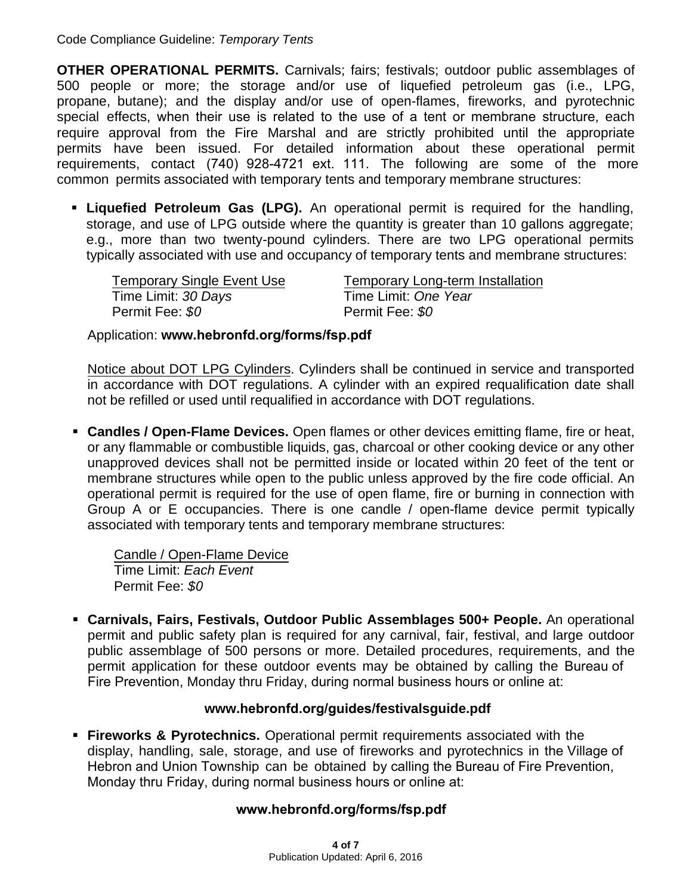**OTHER OPERATIONAL PERMITS.** Carnivals; fairs; festivals; outdoor public assemblages of 500 people or more; the storage and/or use of liquefied petroleum gas (i.e., LPG, propane, butane); and the display and/or use of open-flames, fireworks, and pyrotechnic special effects, when their use is related to the use of a tent or membrane structure, each require approval from the Fire Marshal and are strictly prohibited until the appropriate permits have been issued. For detailed information about these operational permit requirements, contact (740) 928-4721 ext. 111. The following are some of the more common permits associated with temporary tents and temporary membrane structures:

- **Liquefied Petroleum Gas (LPG).** An operational permit is required for the handling, storage, and use of LPG outside where the quantity is greater than 10 gallons aggregate; e.g., more than two twenty-pound cylinders. There are two LPG operational permits typically associated with use and occupancy of temporary tents and membrane structures:

  | Temporary Single Event Use | Temporary Long-term Installation |
  |---|---|
  | Time Limit: *30 Days* | Time Limit: *One Year* |
  | Permit Fee: *$0* | Permit Fee: *$0* |

  Application: **www.hebronfd.org/forms/fsp.pdf**

  Notice about DOT LPG Cylinders. Cylinders shall be continued in service and transported in accordance with DOT regulations. A cylinder with an expired requalification date shall not be refilled or used until requalified in accordance with DOT regulations.

- **Candles / Open-Flame Devices.** Open flames or other devices emitting flame, fire or heat, or any flammable or combustible liquids, gas, charcoal or other cooking device or any other unapproved devices shall not be permitted inside or located within 20 feet of the tent or membrane structures while open to the public unless approved by the fire code official. An operational permit is required for the use of open flame, fire or burning in connection with Group A or E occupancies. There is one candle / open-flame device permit typically associated with temporary tents and temporary membrane structures:

  Candle / Open-Flame Device
  Time Limit: *Each Event*
  Permit Fee: *$0*

- **Carnivals, Fairs, Festivals, Outdoor Public Assemblages 500+ People.** An operational permit and public safety plan is required for any carnival, fair, festival, and large outdoor public assemblage of 500 persons or more. Detailed procedures, requirements, and the permit application for these outdoor events may be obtained by calling the Bureau of Fire Prevention, Monday thru Friday, during normal business hours or online at:

  **www.hebronfd.org/guides/festivalsguide.pdf**

- **Fireworks & Pyrotechnics.** Operational permit requirements associated with the display, handling, sale, storage, and use of fireworks and pyrotechnics in the Village of Hebron and Union Township can be obtained by calling the Bureau of Fire Prevention, Monday thru Friday, during normal business hours or online at:

  **www.hebronfd.org/forms/fsp.pdf**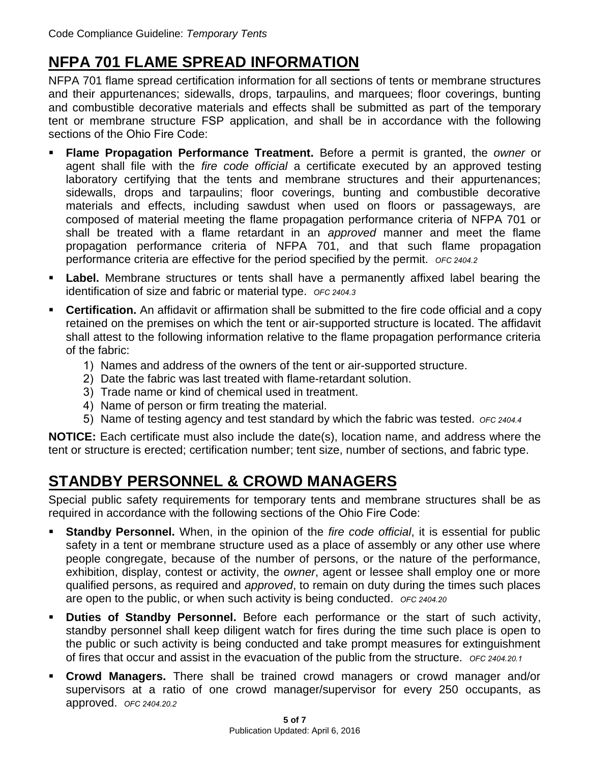## NFPA 701 FLAME SPREAD INFORMATION

NFPA 701 flame spread certification information for all sections of tents or membrane structures and their appurtenances; sidewalls, drops, tarpaulins, and marquees; floor coverings, bunting and combustible decorative materials and effects shall be submitted as part of the temporary tent or membrane structure FSP application, and shall be in accordance with the following sections of the Ohio Fire Code:

- **Flame Propagation Performance Treatment.** Before a permit is granted, the *owner* or agent shall file with the *fire code official* a certificate executed by an approved testing laboratory certifying that the tents and membrane structures and their appurtenances; sidewalls, drops and tarpaulins; floor coverings, bunting and combustible decorative materials and effects, including sawdust when used on floors or passageways, are composed of material meeting the flame propagation performance criteria of NFPA 701 or shall be treated with a flame retardant in an *approved* manner and meet the flame propagation performance criteria of NFPA 701, and that such flame propagation performance criteria are effective for the period specified by the permit. *OFC 2404.2*
- **Label.** Membrane structures or tents shall have a permanently affixed label bearing the identification of size and fabric or material type. *OFC 2404.3*
- **Certification.** An affidavit or affirmation shall be submitted to the fire code official and a copy retained on the premises on which the tent or air-supported structure is located. The affidavit shall attest to the following information relative to the flame propagation performance criteria of the fabric:
  1) Names and address of the owners of the tent or air-supported structure.
  2) Date the fabric was last treated with flame-retardant solution.
  3) Trade name or kind of chemical used in treatment.
  4) Name of person or firm treating the material.
  5) Name of testing agency and test standard by which the fabric was tested. *OFC 2404.4*

**NOTICE:** Each certificate must also include the date(s), location name, and address where the tent or structure is erected; certification number; tent size, number of sections, and fabric type.

## STANDBY PERSONNEL & CROWD MANAGERS

Special public safety requirements for temporary tents and membrane structures shall be as required in accordance with the following sections of the Ohio Fire Code:

- **Standby Personnel.** When, in the opinion of the *fire code official*, it is essential for public safety in a tent or membrane structure used as a place of assembly or any other use where people congregate, because of the number of persons, or the nature of the performance, exhibition, display, contest or activity, the *owner*, agent or lessee shall employ one or more qualified persons, as required and *approved*, to remain on duty during the times such places are open to the public, or when such activity is being conducted. *OFC 2404.20*
- **Duties of Standby Personnel.** Before each performance or the start of such activity, standby personnel shall keep diligent watch for fires during the time such place is open to the public or such activity is being conducted and take prompt measures for extinguishment of fires that occur and assist in the evacuation of the public from the structure. *OFC 2404.20.1*
- **Crowd Managers.** There shall be trained crowd managers or crowd manager and/or supervisors at a ratio of one crowd manager/supervisor for every 250 occupants, as approved. *OFC 2404.20.2*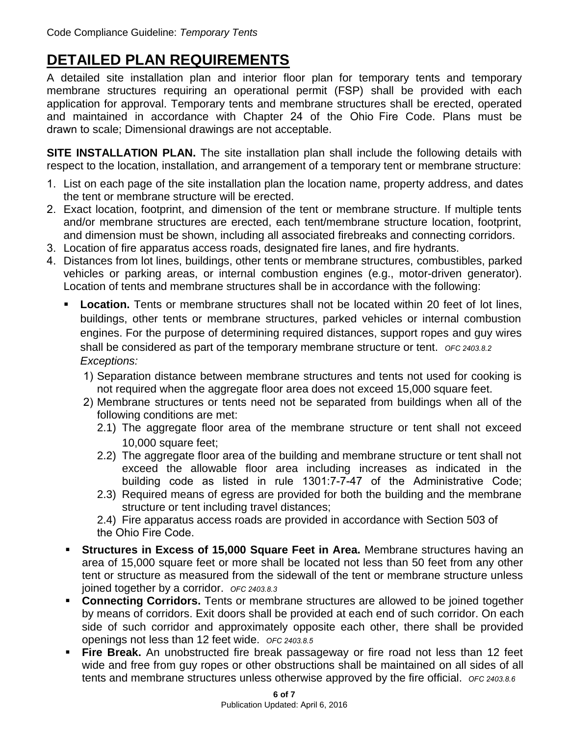# DETAILED PLAN REQUIREMENTS

A detailed site installation plan and interior floor plan for temporary tents and temporary membrane structures requiring an operational permit (FSP) shall be provided with each application for approval. Temporary tents and membrane structures shall be erected, operated and maintained in accordance with Chapter 24 of the Ohio Fire Code. Plans must be drawn to scale; Dimensional drawings are not acceptable.

**SITE INSTALLATION PLAN.** The site installation plan shall include the following details with respect to the location, installation, and arrangement of a temporary tent or membrane structure:

1. List on each page of the site installation plan the location name, property address, and dates the tent or membrane structure will be erected.
2. Exact location, footprint, and dimension of the tent or membrane structure. If multiple tents and/or membrane structures are erected, each tent/membrane structure location, footprint, and dimension must be shown, including all associated firebreaks and connecting corridors.
3. Location of fire apparatus access roads, designated fire lanes, and fire hydrants.
4. Distances from lot lines, buildings, other tents or membrane structures, combustibles, parked vehicles or parking areas, or internal combustion engines (e.g., motor-driven generator). Location of tents and membrane structures shall be in accordance with the following:
   - **Location.** Tents or membrane structures shall not be located within 20 feet of lot lines, buildings, other tents or membrane structures, parked vehicles or internal combustion engines. For the purpose of determining required distances, support ropes and guy wires shall be considered as part of the temporary membrane structure or tent. *OFC 2403.8.2*
     *Exceptions:*
     1) Separation distance between membrane structures and tents not used for cooking is not required when the aggregate floor area does not exceed 15,000 square feet.
     2) Membrane structures or tents need not be separated from buildings when all of the following conditions are met:
        2.1) The aggregate floor area of the membrane structure or tent shall not exceed 10,000 square feet;
        2.2) The aggregate floor area of the building and membrane structure or tent shall not exceed the allowable floor area including increases as indicated in the building code as listed in rule 1301:7-7-47 of the Administrative Code;
        2.3) Required means of egress are provided for both the building and the membrane structure or tent including travel distances;
        2.4) Fire apparatus access roads are provided in accordance with Section 503 of the Ohio Fire Code.
   - **Structures in Excess of 15,000 Square Feet in Area.** Membrane structures having an area of 15,000 square feet or more shall be located not less than 50 feet from any other tent or structure as measured from the sidewall of the tent or membrane structure unless joined together by a corridor. *OFC 2403.8.3*
   - **Connecting Corridors.** Tents or membrane structures are allowed to be joined together by means of corridors. Exit doors shall be provided at each end of such corridor. On each side of such corridor and approximately opposite each other, there shall be provided openings not less than 12 feet wide. *OFC 2403.8.5*
   - **Fire Break.** An unobstructed fire break passageway or fire road not less than 12 feet wide and free from guy ropes or other obstructions shall be maintained on all sides of all tents and membrane structures unless otherwise approved by the fire official. *OFC 2403.8.6*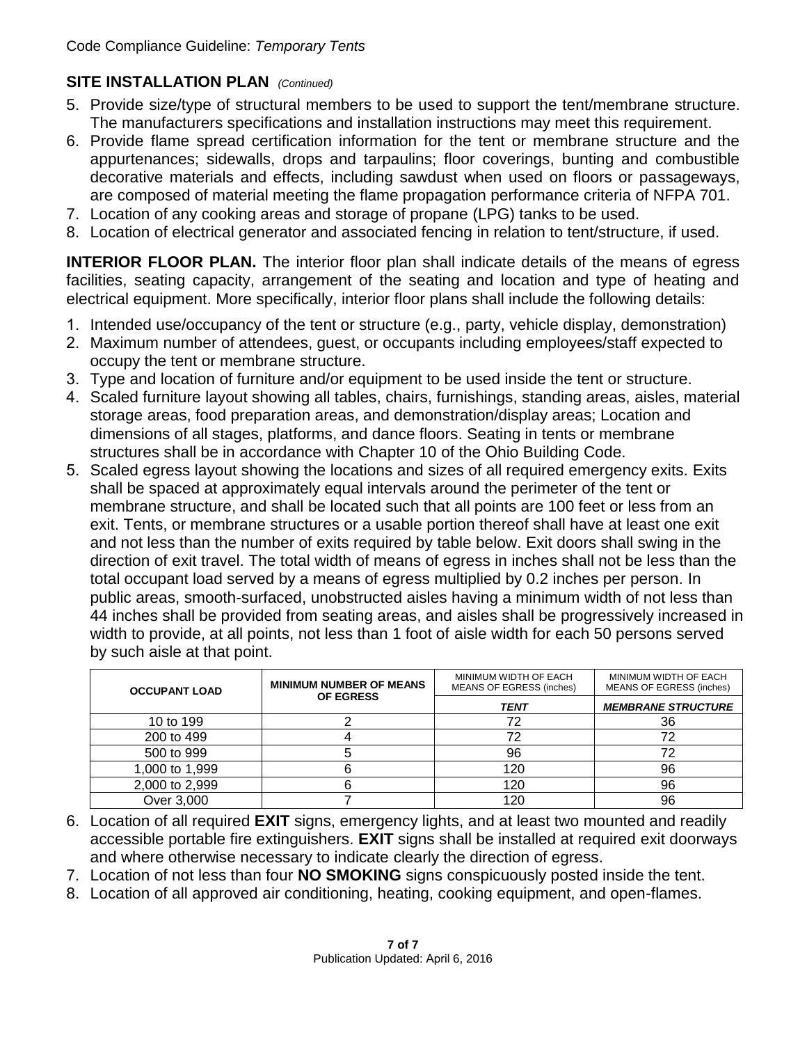## SITE INSTALLATION PLAN *(Continued)*

5. Provide size/type of structural members to be used to support the tent/membrane structure. The manufacturers specifications and installation instructions may meet this requirement.
6. Provide flame spread certification information for the tent or membrane structure and the appurtenances; sidewalls, drops and tarpaulins; floor coverings, bunting and combustible decorative materials and effects, including sawdust when used on floors or passageways, are composed of material meeting the flame propagation performance criteria of NFPA 701.
7. Location of any cooking areas and storage of propane (LPG) tanks to be used.
8. Location of electrical generator and associated fencing in relation to tent/structure, if used.

**INTERIOR FLOOR PLAN.** The interior floor plan shall indicate details of the means of egress facilities, seating capacity, arrangement of the seating and location and type of heating and electrical equipment. More specifically, interior floor plans shall include the following details:

1. Intended use/occupancy of the tent or structure (e.g., party, vehicle display, demonstration)
2. Maximum number of attendees, guest, or occupants including employees/staff expected to occupy the tent or membrane structure.
3. Type and location of furniture and/or equipment to be used inside the tent or structure.
4. Scaled furniture layout showing all tables, chairs, furnishings, standing areas, aisles, material storage areas, food preparation areas, and demonstration/display areas; Location and dimensions of all stages, platforms, and dance floors. Seating in tents or membrane structures shall be in accordance with Chapter 10 of the Ohio Building Code.
5. Scaled egress layout showing the locations and sizes of all required emergency exits. Exits shall be spaced at approximately equal intervals around the perimeter of the tent or membrane structure, and shall be located such that all points are 100 feet or less from an exit. Tents, or membrane structures or a usable portion thereof shall have at least one exit and not less than the number of exits required by table below. Exit doors shall swing in the direction of exit travel. The total width of means of egress in inches shall not be less than the total occupant load served by a means of egress multiplied by 0.2 inches per person. In public areas, smooth-surfaced, unobstructed aisles having a minimum width of not less than 44 inches shall be provided from seating areas, and aisles shall be progressively increased in width to provide, at all points, not less than 1 foot of aisle width for each 50 persons served by such aisle at that point.

| OCCUPANT LOAD | MINIMUM NUMBER OF MEANS OF EGRESS | MINIMUM WIDTH OF EACH MEANS OF EGRESS (inches) | MINIMUM WIDTH OF EACH MEANS OF EGRESS (inches) |
|---|---|---|---|
| | | ***TENT*** | ***MEMBRANE STRUCTURE*** |
| 10 to 199 | 2 | 72 | 36 |
| 200 to 499 | 4 | 72 | 72 |
| 500 to 999 | 5 | 96 | 72 |
| 1,000 to 1,999 | 6 | 120 | 96 |
| 2,000 to 2,999 | 6 | 120 | 96 |
| Over 3,000 | 7 | 120 | 96 |

6. Location of all required **EXIT** signs, emergency lights, and at least two mounted and readily accessible portable fire extinguishers. **EXIT** signs shall be installed at required exit doorways and where otherwise necessary to indicate clearly the direction of egress.
7. Location of not less than four **NO SMOKING** signs conspicuously posted inside the tent.
8. Location of all approved air conditioning, heating, cooking equipment, and open-flames.

Publication Updated: April 6, 2016